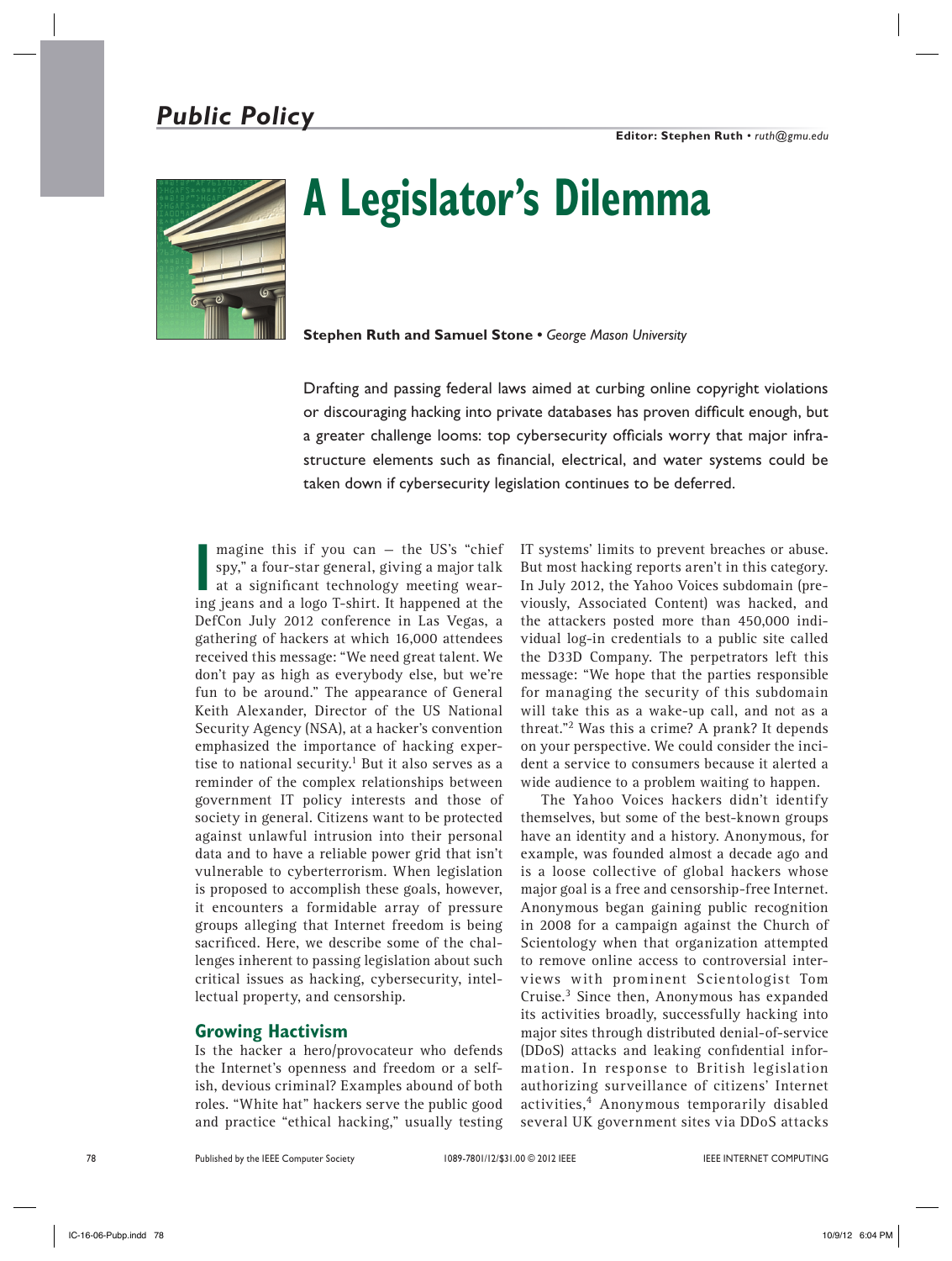# A Legislator's Dilemma

**Stephen Ruth and Samuel Stone** • *George Mason University*

Drafting and passing federal laws aimed at curbing online copyright violations or discouraging hacking into private databases has proven difficult enough, but a greater challenge looms: top cybersecurity officials worry that major infrastructure elements such as financial, electrical, and water systems could be taken down if cybersecurity legislation continues to be deferred.

Imagine this if you can – the US's "chief spy," a four-star general, giving a major talk at a significant technology meeting wearing jeans and a logo T-shirt. It happened at the DefCon July 2012 conference in Las Vegas, a gathering of hackers at which 16,000 attendees received this message: "We need great talent. We don't pay as high as everybody else, but we're fun to be around." The appearance of General Keith Alexander, Director of the US National Security Agency (NSA), at a hacker's convention emphasized the importance of hacking expertise to national security.[1] But it also serves as a reminder of the complex relationships between government IT policy interests and those of society in general. Citizens want to be protected against unlawful intrusion into their personal data and to have a reliable power grid that isn't vulnerable to cyberterrorism. When legislation is proposed to accomplish these goals, however, it encounters a formidable array of pressure groups alleging that Internet freedom is being sacrificed. Here, we describe some of the challenges inherent to passing legislation about such critical issues as hacking, cybersecurity, intellectual property, and censorship.

## Growing Hactivism

Is the hacker a hero/provocateur who defends the Internet's openness and freedom or a selfish, devious criminal? Examples abound of both roles. "White hat" hackers serve the public good and practice "ethical hacking," usually testing IT systems' limits to prevent breaches or abuse. But most hacking reports aren't in this category. In July 2012, the Yahoo Voices subdomain (previously, Associated Content) was hacked, and the attackers posted more than 450,000 individual log-in credentials to a public site called the D33D Company. The perpetrators left this message: "We hope that the parties responsible for managing the security of this subdomain will take this as a wake-up call, and not as a threat."[2] Was this a crime? A prank? It depends on your perspective. We could consider the incident a service to consumers because it alerted a wide audience to a problem waiting to happen.

The Yahoo Voices hackers didn't identify themselves, but some of the best-known groups have an identity and a history. Anonymous, for example, was founded almost a decade ago and is a loose collective of global hackers whose major goal is a free and censorship-free Internet. Anonymous began gaining public recognition in 2008 for a campaign against the Church of Scientology when that organization attempted to remove online access to controversial interviews with prominent Scientologist Tom Cruise.[3] Since then, Anonymous has expanded its activities broadly, successfully hacking into major sites through distributed denial-of-service (DDoS) attacks and leaking confidential information. In response to British legislation authorizing surveillance of citizens' Internet activities,[4] Anonymous temporarily disabled several UK government sites via DDoS attacks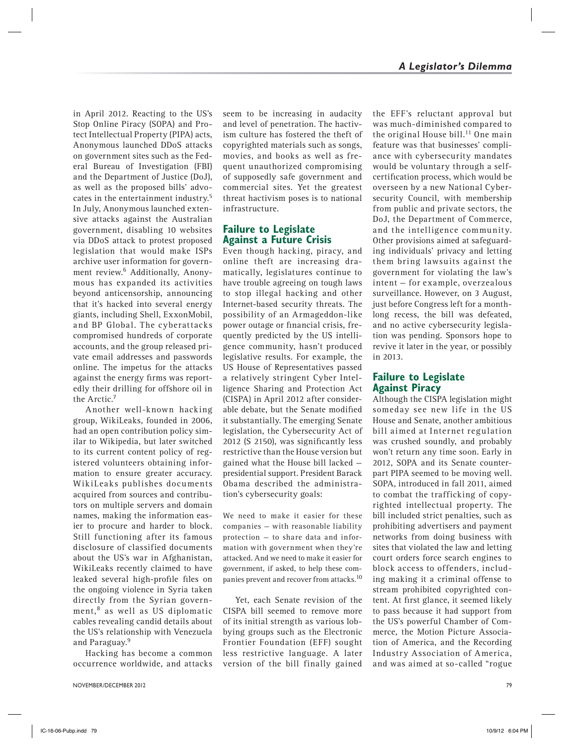in April 2012. Reacting to the US's Stop Online Piracy (SOPA) and Protect Intellectual Property (PIPA) acts, Anonymous launched DDoS attacks on government sites such as the Federal Bureau of Investigation (FBI) and the Department of Justice (DoJ), as well as the proposed bills' advocates in the entertainment industry.[5] In July, Anonymous launched extensive attacks against the Australian government, disabling 10 websites via DDoS attack to protest proposed legislation that would make ISPs archive user information for government review.[6] Additionally, Anonymous has expanded its activities beyond anticensorship, announcing that it's hacked into several energy giants, including Shell, ExxonMobil, and BP Global. The cyberattacks compromised hundreds of corporate accounts, and the group released private email addresses and passwords online. The impetus for the attacks against the energy firms was reportedly their drilling for offshore oil in the Arctic.[7]

Another well-known hacking group, WikiLeaks, founded in 2006, had an open contribution policy similar to Wikipedia, but later switched to its current content policy of registered volunteers obtaining information to ensure greater accuracy. WikiLeaks publishes documents acquired from sources and contributors on multiple servers and domain names, making the information easier to procure and harder to block. Still functioning after its famous disclosure of classified documents about the US's war in Afghanistan, WikiLeaks recently claimed to have leaked several high-profile files on the ongoing violence in Syria taken directly from the Syrian government,[8] as well as US diplomatic cables revealing candid details about the US's relationship with Venezuela and Paraguay.[9]

Hacking has become a common occurrence worldwide, and attacks seem to be increasing in audacity and level of penetration. The hactivism culture has fostered the theft of copyrighted materials such as songs, movies, and books as well as frequent unauthorized compromising of supposedly safe government and commercial sites. Yet the greatest threat hactivism poses is to national infrastructure.

## Failure to Legislate Against a Future Crisis

Even though hacking, piracy, and online theft are increasing dramatically, legislatures continue to have trouble agreeing on tough laws to stop illegal hacking and other Internet-based security threats. The possibility of an Armageddon-like power outage or financial crisis, frequently predicted by the US intelligence community, hasn't produced legislative results. For example, the US House of Representatives passed a relatively stringent Cyber Intelligence Sharing and Protection Act (CISPA) in April 2012 after considerable debate, but the Senate modified it substantially. The emerging Senate legislation, the Cybersecurity Act of 2012 (S 2150), was significantly less restrictive than the House version but gained what the House bill lacked — presidential support. President Barack Obama described the administration's cybersecurity goals:

> We need to make it easier for these companies — with reasonable liability protection — to share data and information with government when they're attacked. And we need to make it easier for government, if asked, to help these companies prevent and recover from attacks.[10]

Yet, each Senate revision of the CISPA bill seemed to remove more of its initial strength as various lobbying groups such as the Electronic Frontier Foundation (EFF) sought less restrictive language. A later version of the bill finally gained the EFF's reluctant approval but was much-diminished compared to the original House bill.[11] One main feature was that businesses' compliance with cybersecurity mandates would be voluntary through a self-certification process, which would be overseen by a new National Cybersecurity Council, with membership from public and private sectors, the DoJ, the Department of Commerce, and the intelligence community. Other provisions aimed at safeguarding individuals' privacy and letting them bring lawsuits against the government for violating the law's intent — for example, overzealous surveillance. However, on 3 August, just before Congress left for a month-long recess, the bill was defeated, and no active cybersecurity legislation was pending. Sponsors hope to revive it later in the year, or possibly in 2013.

## Failure to Legislate Against Piracy

Although the CISPA legislation might someday see new life in the US House and Senate, another ambitious bill aimed at Internet regulation was crushed soundly, and probably won't return any time soon. Early in 2012, SOPA and its Senate counterpart PIPA seemed to be moving well. SOPA, introduced in fall 2011, aimed to combat the trafficking of copyrighted intellectual property. The bill included strict penalties, such as prohibiting advertisers and payment networks from doing business with sites that violated the law and letting court orders force search engines to block access to offenders, including making it a criminal offense to stream prohibited copyrighted content. At first glance, it seemed likely to pass because it had support from the US's powerful Chamber of Commerce, the Motion Picture Association of America, and the Recording Industry Association of America, and was aimed at so-called "rogue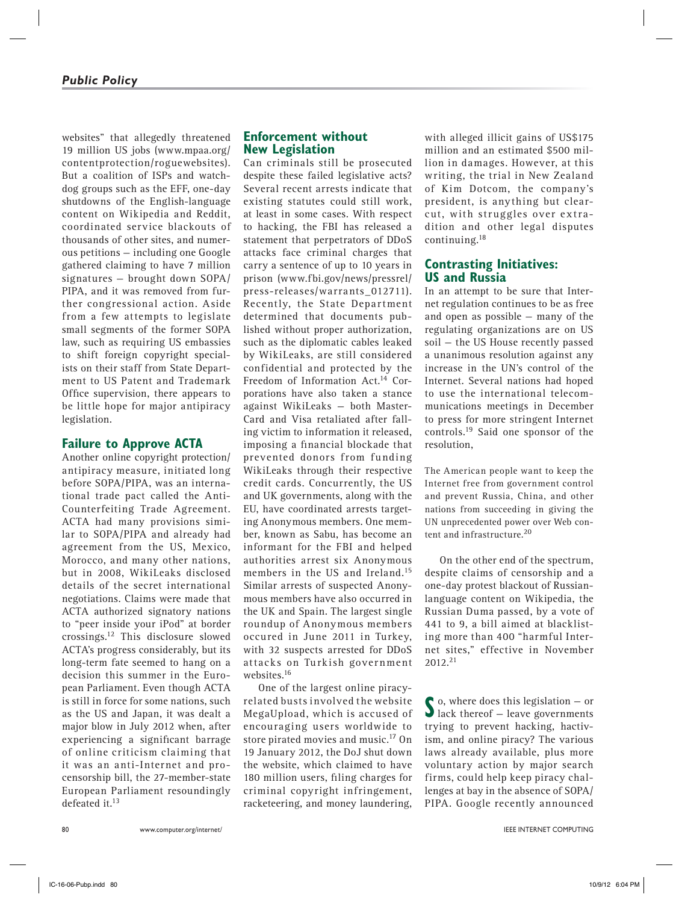websites" that allegedly threatened 19 million US jobs (www.mpaa.org/contentprotection/roguewebsites). But a coalition of ISPs and watchdog groups such as the EFF, one-day shutdowns of the English-language content on Wikipedia and Reddit, coordinated service blackouts of thousands of other sites, and numerous petitions — including one Google gathered claiming to have 7 million signatures — brought down SOPA/PIPA, and it was removed from further congressional action. Aside from a few attempts to legislate small segments of the former SOPA law, such as requiring US embassies to shift foreign copyright specialists on their staff from State Department to US Patent and Trademark Office supervision, there appears to be little hope for major antipiracy legislation.

## Failure to Approve ACTA

Another online copyright protection/antipiracy measure, initiated long before SOPA/PIPA, was an international trade pact called the Anti-Counterfeiting Trade Agreement. ACTA had many provisions similar to SOPA/PIPA and already had agreement from the US, Mexico, Morocco, and many other nations, but in 2008, WikiLeaks disclosed details of the secret international negotiations. Claims were made that ACTA authorized signatory nations to "peer inside your iPod" at border crossings.[12] This disclosure slowed ACTA's progress considerably, but its long-term fate seemed to hang on a decision this summer in the European Parliament. Even though ACTA is still in force for some nations, such as the US and Japan, it was dealt a major blow in July 2012 when, after experiencing a significant barrage of online criticism claiming that it was an anti-Internet and procensorship bill, the 27-member-state European Parliament resoundingly defeated it.[13]

## Enforcement without New Legislation

Can criminals still be prosecuted despite these failed legislative acts? Several recent arrests indicate that existing statutes could still work, at least in some cases. With respect to hacking, the FBI has released a statement that perpetrators of DDoS attacks face criminal charges that carry a sentence of up to 10 years in prison (www.fbi.gov/news/pressrel/press-releases/warrants_012711). Recently, the State Department determined that documents published without proper authorization, such as the diplomatic cables leaked by WikiLeaks, are still considered confidential and protected by the Freedom of Information Act.[14] Corporations have also taken a stance against WikiLeaks — both MasterCard and Visa retaliated after falling victim to information it released, imposing a financial blockade that prevented donors from funding WikiLeaks through their respective credit cards. Concurrently, the US and UK governments, along with the EU, have coordinated arrests targeting Anonymous members. One member, known as Sabu, has become an informant for the FBI and helped authorities arrest six Anonymous members in the US and Ireland.[15] Similar arrests of suspected Anonymous members have also occurred in the UK and Spain. The largest single roundup of Anonymous members occured in June 2011 in Turkey, with 32 suspects arrested for DDoS attacks on Turkish government websites.[16]

One of the largest online piracy-related busts involved the website MegaUpload, which is accused of encouraging users worldwide to store pirated movies and music.[17] On 19 January 2012, the DoJ shut down the website, which claimed to have 180 million users, filing charges for criminal copyright infringement, racketeering, and money laundering, with alleged illicit gains of US$175 million and an estimated $500 million in damages. However, at this writing, the trial in New Zealand of Kim Dotcom, the company's president, is anything but clear-cut, with struggles over extradition and other legal disputes continuing.[18]

## Contrasting Initiatives: US and Russia

In an attempt to be sure that Internet regulation continues to be as free and open as possible — many of the regulating organizations are on US soil — the US House recently passed a unanimous resolution against any increase in the UN's control of the Internet. Several nations had hoped to use the international telecommunications meetings in December to press for more stringent Internet controls.[19] Said one sponsor of the resolution,

> The American people want to keep the Internet free from government control and prevent Russia, China, and other nations from succeeding in giving the UN unprecedented power over Web content and infrastructure.[20]

On the other end of the spectrum, despite claims of censorship and a one-day protest blackout of Russian-language content on Wikipedia, the Russian Duma passed, by a vote of 441 to 9, a bill aimed at blacklisting more than 400 "harmful Internet sites," effective in November 2012.[21]

So, where does this legislation — or lack thereof — leave governments trying to prevent hacking, hactivism, and online piracy? The various laws already available, plus more voluntary action by major search firms, could help keep piracy challenges at bay in the absence of SOPA/PIPA. Google recently announced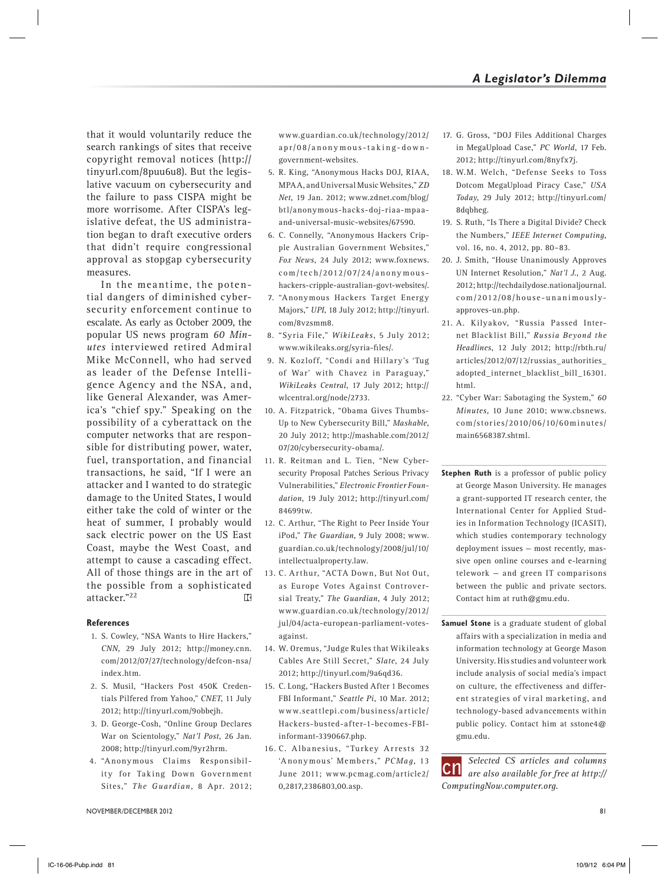that it would voluntarily reduce the search rankings of sites that receive copyright removal notices (http://tinyurl.com/8puu6u8). But the legislative vacuum on cybersecurity and the failure to pass CISPA might be more worrisome. After CISPA's legislative defeat, the US administration began to draft executive orders that didn't require congressional approval as stopgap cybersecurity measures.

In the meantime, the potential dangers of diminished cybersecurity enforcement continue to escalate. As early as October 2009, the popular US news program *60 Minutes* interviewed retired Admiral Mike McConnell, who had served as leader of the Defense Intelligence Agency and the NSA, and, like General Alexander, was America's "chief spy." Speaking on the possibility of a cyberattack on the computer networks that are responsible for distributing power, water, fuel, transportation, and financial transactions, he said, "If I were an attacker and I wanted to do strategic damage to the United States, I would either take the cold of winter or the heat of summer, I probably would sack electric power on the US East Coast, maybe the West Coast, and attempt to cause a cascading effect. All of those things are in the art of the possible from a sophisticated attacker."[22]

#### References

1. S. Cowley, "NSA Wants to Hire Hackers," *CNN*, 29 July 2012; http://money.cnn.com/2012/07/27/technology/defcon-nsa/index.htm.
2. S. Musil, "Hackers Post 450K Credentials Pilfered from Yahoo," *CNET*, 11 July 2012; http://tinyurl.com/9obbejh.
3. D. George-Cosh, "Online Group Declares War on Scientology," *Nat'l Post*, 26 Jan. 2008; http://tinyurl.com/9yr2hrm.
4. "Anonymous Claims Responsibility for Taking Down Government Sites," *The Guardian*, 8 Apr. 2012; www.guardian.co.uk/technology/2012/apr/08/anonymous-taking-down-government-websites.
5. R. King, "Anonymous Hacks DOJ, RIAA, MPAA, and Universal Music Websites," *ZD Net*, 19 Jan. 2012; www.zdnet.com/blog/btl/anonymous-hacks-doj-riaa-mpaa-and-universal-music-websites/67590.
6. C. Connelly, "Anonymous Hackers Cripple Australian Government Websites," *Fox News*, 24 July 2012; www.foxnews.com/tech/2012/07/24/anonymous-hackers-cripple-australian-govt-websites/.
7. "Anonymous Hackers Target Energy Majors," *UPI*, 18 July 2012; http://tinyurl.com/8vzsmm8.
8. "Syria File," *WikiLeaks*, 5 July 2012; www.wikileaks.org/syria-files/.
9. N. Kozloff, "Condi and Hillary's 'Tug of War' with Chavez in Paraguay," *WikiLeaks Central*, 17 July 2012; http://wlcentral.org/node/2733.
10. A. Fitzpatrick, "Obama Gives Thumbs-Up to New Cybersecurity Bill," *Mashable*, 20 July 2012; http://mashable.com/2012/07/20/cybersecurity-obama/.
11. R. Reitman and L. Tien, "New Cybersecurity Proposal Patches Serious Privacy Vulnerabilities," *Electronic Frontier Foundation*, 19 July 2012; http://tinyurl.com/84699tw.
12. C. Arthur, "The Right to Peer Inside Your iPod," *The Guardian*, 9 July 2008; www.guardian.co.uk/technology/2008/jul/10/intellectualproperty.law.
13. C. Arthur, "ACTA Down, But Not Out, as Europe Votes Against Controversial Treaty," *The Guardian*, 4 July 2012; www.guardian.co.uk/technology/2012/jul/04/acta-european-parliament-votes-against.
14. W. Oremus, "Judge Rules that Wikileaks Cables Are Still Secret," *Slate*, 24 July 2012; http://tinyurl.com/9a6qd36.
15. C. Long, "Hackers Busted After 1 Becomes FBI Informant," *Seattle Pi*, 10 Mar. 2012; www.seattlepi.com/business/article/Hackers-busted-after-1-becomes-FBI-informant-3390667.php.
16. C. Albanesius, "Turkey Arrests 32 'Anonymous' Members," *PCMag*, 13 June 2011; www.pcmag.com/article2/0,2817,2386803,00.asp.
17. G. Gross, "DOJ Files Additional Charges in MegaUpload Case," *PC World*, 17 Feb. 2012; http://tinyurl.com/8nyfx7j.
18. W.M. Welch, "Defense Seeks to Toss Dotcom MegaUpload Piracy Case," *USA Today*, 29 July 2012; http://tinyurl.com/8dqbheg.
19. S. Ruth, "Is There a Digital Divide? Check the Numbers," *IEEE Internet Computing*, vol. 16, no. 4, 2012, pp. 80–83.
20. J. Smith, "House Unanimously Approves UN Internet Resolution," *Nat'l J.*, 2 Aug. 2012; http://techdailydose.nationaljournal.com/2012/08/house-unanimously-approves-un.php.
21. A. Kilyakov, "Russia Passed Internet Blacklist Bill," *Russia Beyond the Headlines*, 12 July 2012; http://rbth.ru/articles/2012/07/12/russias_authorities_adopted_internet_blacklist_bill_16301.html.
22. "Cyber War: Sabotaging the System," *60 Minutes*, 10 June 2010; www.cbsnews.com/stories/2010/06/10/60minutes/main6568387.shtml.

**Stephen Ruth** is a professor of public policy at George Mason University. He manages a grant-supported IT research center, the International Center for Applied Studies in Information Technology (ICASIT), which studies contemporary technology deployment issues — most recently, massive open online courses and e-learning telework — and green IT comparisons between the public and private sectors. Contact him at ruth@gmu.edu.

**Samuel Stone** is a graduate student of global affairs with a specialization in media and information technology at George Mason University. His studies and volunteer work include analysis of social media's impact on culture, the effectiveness and different strategies of viral marketing, and technology-based advancements within public policy. Contact him at sstone4@gmu.edu.

*Selected CS articles and columns are also available for free at http://ComputingNow.computer.org.*